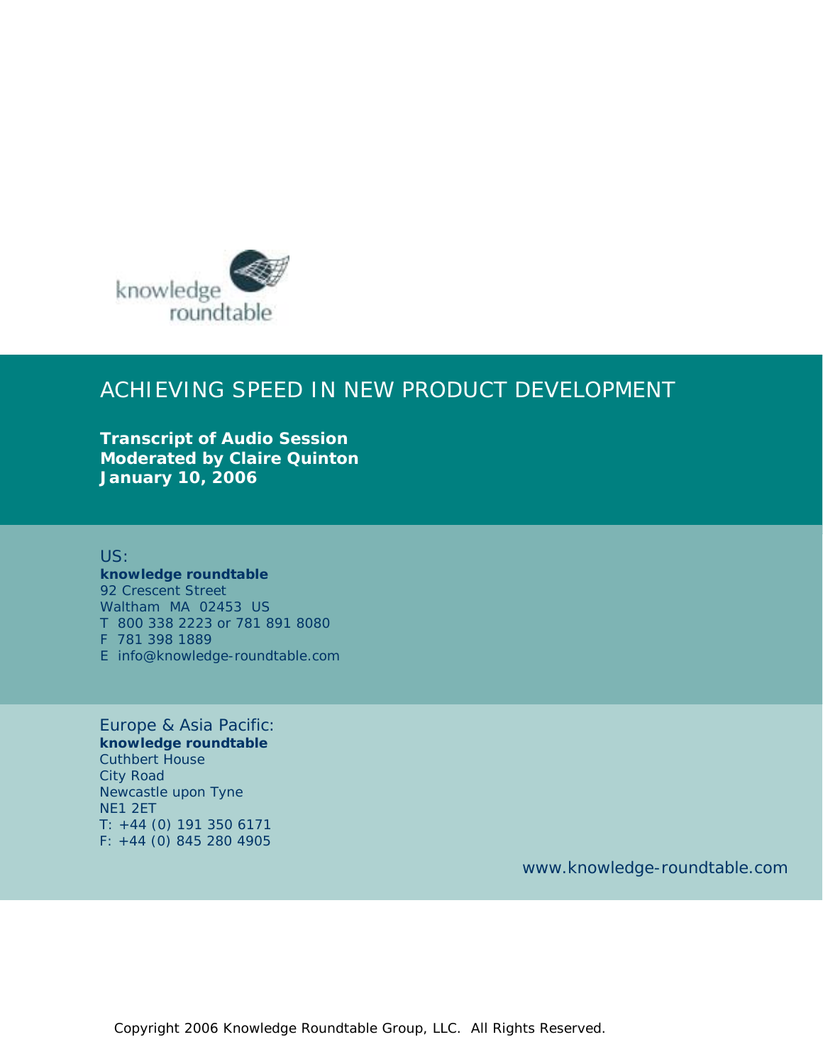knowledge roundtable

# ACHIEVING SPEED IN NEW PRODUCT DEVELOPMENT

**Transcript of Audio Session**
**Moderated by Claire Quinton**
**January 10, 2006**

US:
**knowledge roundtable**
92 Crescent Street
Waltham MA 02453 US
T 800 338 2223 or 781 891 8080
F 781 398 1889
E info@knowledge-roundtable.com

Europe & Asia Pacific:
**knowledge roundtable**
Cuthbert House
City Road
Newcastle upon Tyne
NE1 2ET
T: +44 (0) 191 350 6171
F: +44 (0) 845 280 4905

www.knowledge-roundtable.com

Copyright 2006 Knowledge Roundtable Group, LLC. All Rights Reserved.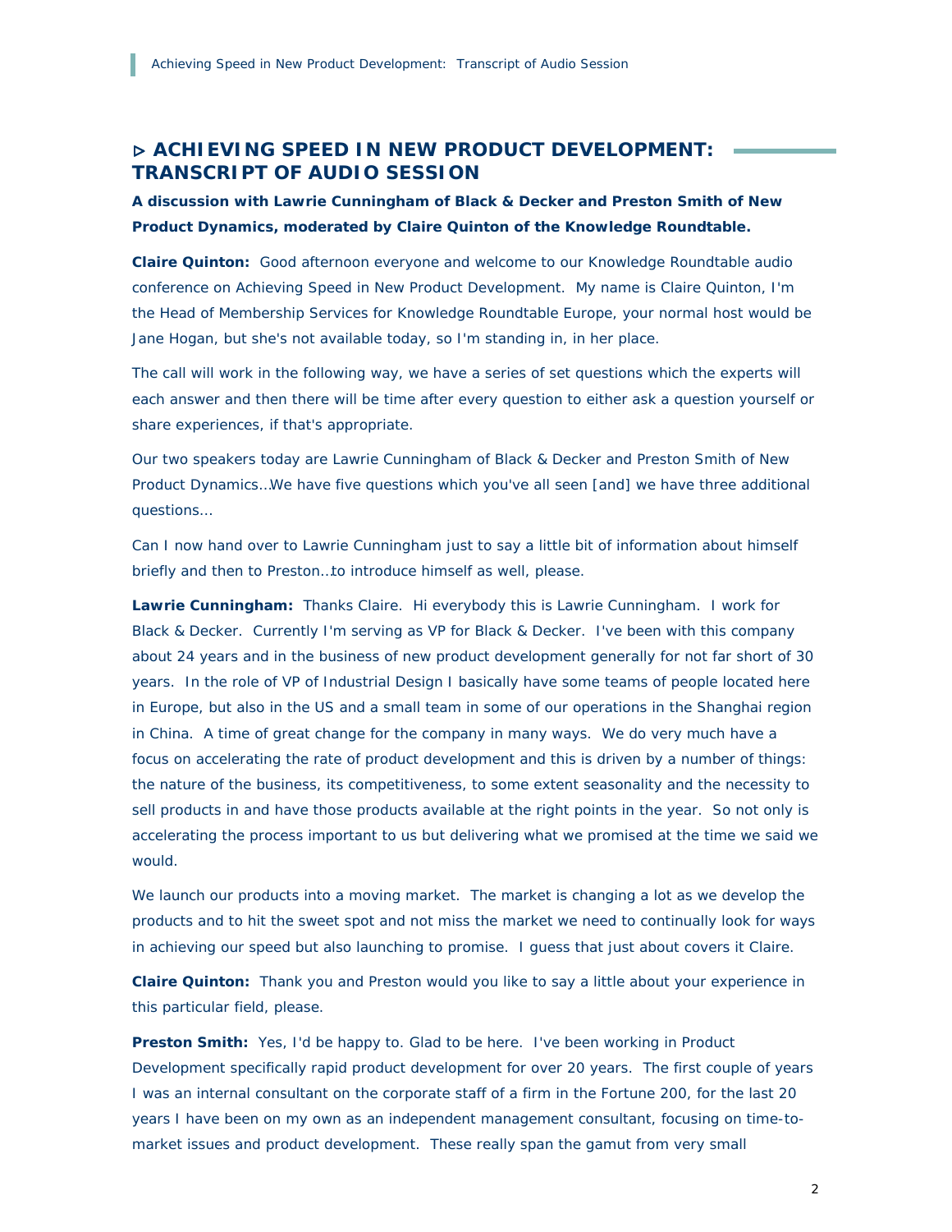# ▹ ACHIEVING SPEED IN NEW PRODUCT DEVELOPMENT: TRANSCRIPT OF AUDIO SESSION

**A discussion with Lawrie Cunningham of Black & Decker and Preston Smith of New Product Dynamics, moderated by Claire Quinton of the Knowledge Roundtable.**

**Claire Quinton:** Good afternoon everyone and welcome to our Knowledge Roundtable audio conference on Achieving Speed in New Product Development. My name is Claire Quinton, I'm the Head of Membership Services for Knowledge Roundtable Europe, your normal host would be Jane Hogan, but she's not available today, so I'm standing in, in her place.

The call will work in the following way, we have a series of set questions which the experts will each answer and then there will be time after every question to either ask a question yourself or share experiences, if that's appropriate.

Our two speakers today are Lawrie Cunningham of Black & Decker and Preston Smith of New Product Dynamics…We have five questions which you've all seen [and] we have three additional questions…

Can I now hand over to Lawrie Cunningham just to say a little bit of information about himself briefly and then to Preston…to introduce himself as well, please.

**Lawrie Cunningham:** Thanks Claire. Hi everybody this is Lawrie Cunningham. I work for Black & Decker. Currently I'm serving as VP for Black & Decker. I've been with this company about 24 years and in the business of new product development generally for not far short of 30 years. In the role of VP of Industrial Design I basically have some teams of people located here in Europe, but also in the US and a small team in some of our operations in the Shanghai region in China. A time of great change for the company in many ways. We do very much have a focus on accelerating the rate of product development and this is driven by a number of things: the nature of the business, its competitiveness, to some extent seasonality and the necessity to sell products in and have those products available at the right points in the year. So not only is accelerating the process important to us but delivering what we promised at the time we said we would.

We launch our products into a moving market. The market is changing a lot as we develop the products and to hit the sweet spot and not miss the market we need to continually look for ways in achieving our speed but also launching to promise. I guess that just about covers it Claire.

**Claire Quinton:** Thank you and Preston would you like to say a little about your experience in this particular field, please.

**Preston Smith:** Yes, I'd be happy to. Glad to be here. I've been working in Product Development specifically rapid product development for over 20 years. The first couple of years I was an internal consultant on the corporate staff of a firm in the Fortune 200, for the last 20 years I have been on my own as an independent management consultant, focusing on time-to-market issues and product development. These really span the gamut from very small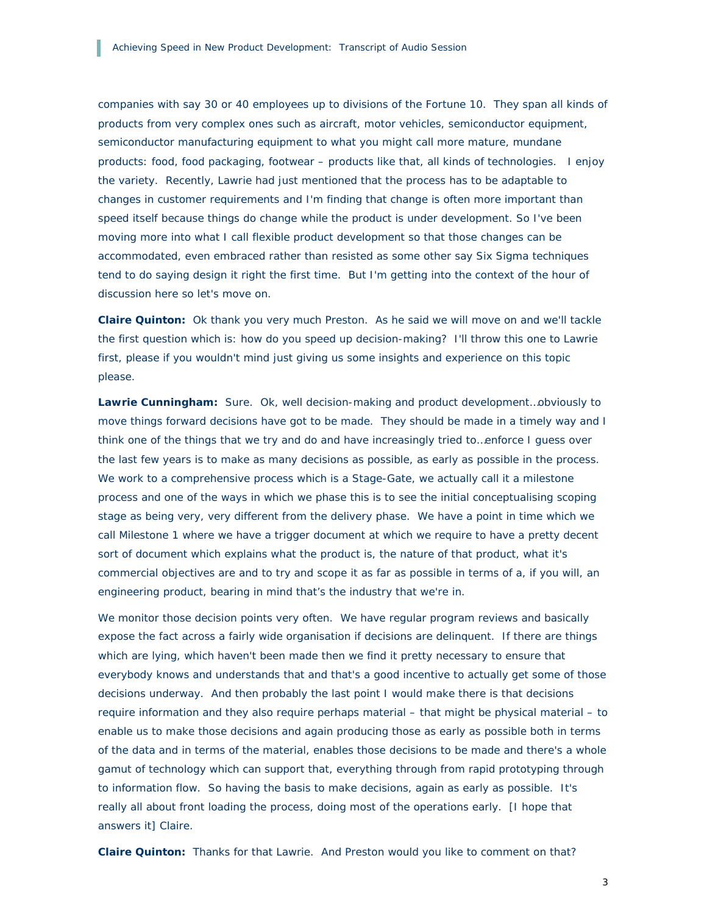companies with say 30 or 40 employees up to divisions of the Fortune 10. They span all kinds of products from very complex ones such as aircraft, motor vehicles, semiconductor equipment, semiconductor manufacturing equipment to what you might call more mature, mundane products: food, food packaging, footwear – products like that, all kinds of technologies. I enjoy the variety. Recently, Lawrie had just mentioned that the process has to be adaptable to changes in customer requirements and I'm finding that change is often more important than speed itself because things do change while the product is under development. So I've been moving more into what I call flexible product development so that those changes can be accommodated, even embraced rather than resisted as some other say Six Sigma techniques tend to do saying design it right the first time. But I'm getting into the context of the hour of discussion here so let's move on.

**Claire Quinton:** Ok thank you very much Preston. As he said we will move on and we'll tackle the first question which is: how do you speed up decision-making? I'll throw this one to Lawrie first, please if you wouldn't mind just giving us some insights and experience on this topic please.

**Lawrie Cunningham:** Sure. Ok, well decision-making and product development…obviously to move things forward decisions have got to be made. They should be made in a timely way and I think one of the things that we try and do and have increasingly tried to…enforce I guess over the last few years is to make as many decisions as possible, as early as possible in the process. We work to a comprehensive process which is a Stage-Gate, we actually call it a milestone process and one of the ways in which we phase this is to see the initial conceptualising scoping stage as being very, very different from the delivery phase. We have a point in time which we call Milestone 1 where we have a trigger document at which we require to have a pretty decent sort of document which explains what the product is, the nature of that product, what it's commercial objectives are and to try and scope it as far as possible in terms of a, if you will, an engineering product, bearing in mind that's the industry that we're in.

We monitor those decision points very often. We have regular program reviews and basically expose the fact across a fairly wide organisation if decisions are delinquent. If there are things which are lying, which haven't been made then we find it pretty necessary to ensure that everybody knows and understands that and that's a good incentive to actually get some of those decisions underway. And then probably the last point I would make there is that decisions require information and they also require perhaps material – that might be physical material – to enable us to make those decisions and again producing those as early as possible both in terms of the data and in terms of the material, enables those decisions to be made and there's a whole gamut of technology which can support that, everything through from rapid prototyping through to information flow. So having the basis to make decisions, again as early as possible. It's really all about front loading the process, doing most of the operations early. [I hope that answers it] Claire.

**Claire Quinton:** Thanks for that Lawrie. And Preston would you like to comment on that?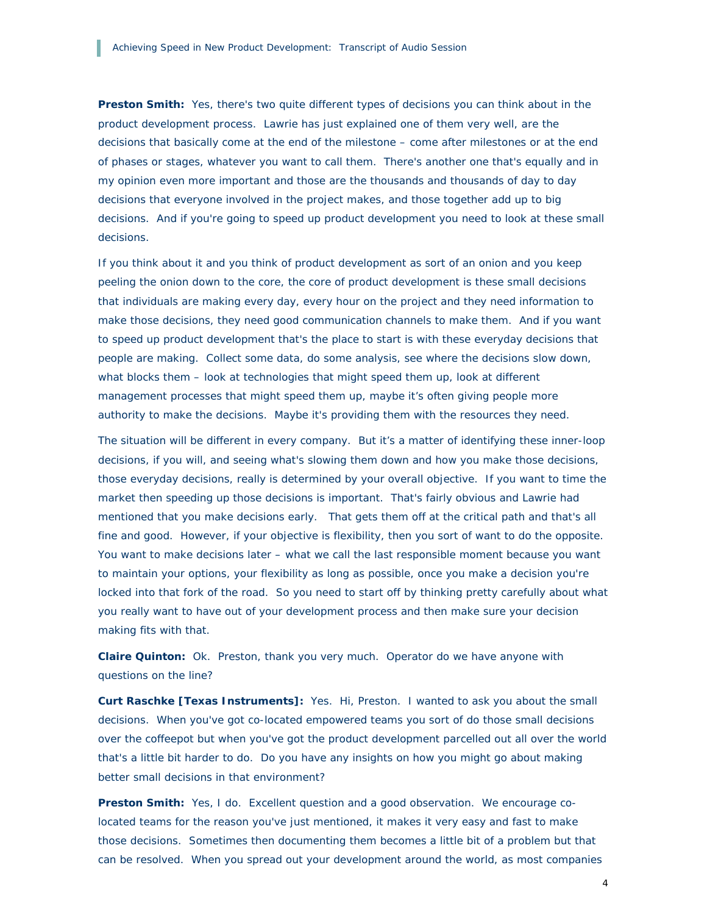**Preston Smith:** Yes, there's two quite different types of decisions you can think about in the product development process. Lawrie has just explained one of them very well, are the decisions that basically come at the end of the milestone – come after milestones or at the end of phases or stages, whatever you want to call them. There's another one that's equally and in my opinion even more important and those are the thousands and thousands of day to day decisions that everyone involved in the project makes, and those together add up to big decisions. And if you're going to speed up product development you need to look at these small decisions.

If you think about it and you think of product development as sort of an onion and you keep peeling the onion down to the core, the core of product development is these small decisions that individuals are making every day, every hour on the project and they need information to make those decisions, they need good communication channels to make them. And if you want to speed up product development that's the place to start is with these everyday decisions that people are making. Collect some data, do some analysis, see where the decisions slow down, what blocks them – look at technologies that might speed them up, look at different management processes that might speed them up, maybe it's often giving people more authority to make the decisions. Maybe it's providing them with the resources they need.

The situation will be different in every company. But it's a matter of identifying these inner-loop decisions, if you will, and seeing what's slowing them down and how you make those decisions, those everyday decisions, really is determined by your overall objective. If you want to time the market then speeding up those decisions is important. That's fairly obvious and Lawrie had mentioned that you make decisions early. That gets them off at the critical path and that's all fine and good. However, if your objective is flexibility, then you sort of want to do the opposite. You want to make decisions later – what we call the last responsible moment because you want to maintain your options, your flexibility as long as possible, once you make a decision you're locked into that fork of the road. So you need to start off by thinking pretty carefully about what you really want to have out of your development process and then make sure your decision making fits with that.

**Claire Quinton:** Ok. Preston, thank you very much. Operator do we have anyone with questions on the line?

**Curt Raschke [Texas Instruments]:** Yes. Hi, Preston. I wanted to ask you about the small decisions. When you've got co-located empowered teams you sort of do those small decisions over the coffeepot but when you've got the product development parcelled out all over the world that's a little bit harder to do. Do you have any insights on how you might go about making better small decisions in that environment?

**Preston Smith:** Yes, I do. Excellent question and a good observation. We encourage co-located teams for the reason you've just mentioned, it makes it very easy and fast to make those decisions. Sometimes then documenting them becomes a little bit of a problem but that can be resolved. When you spread out your development around the world, as most companies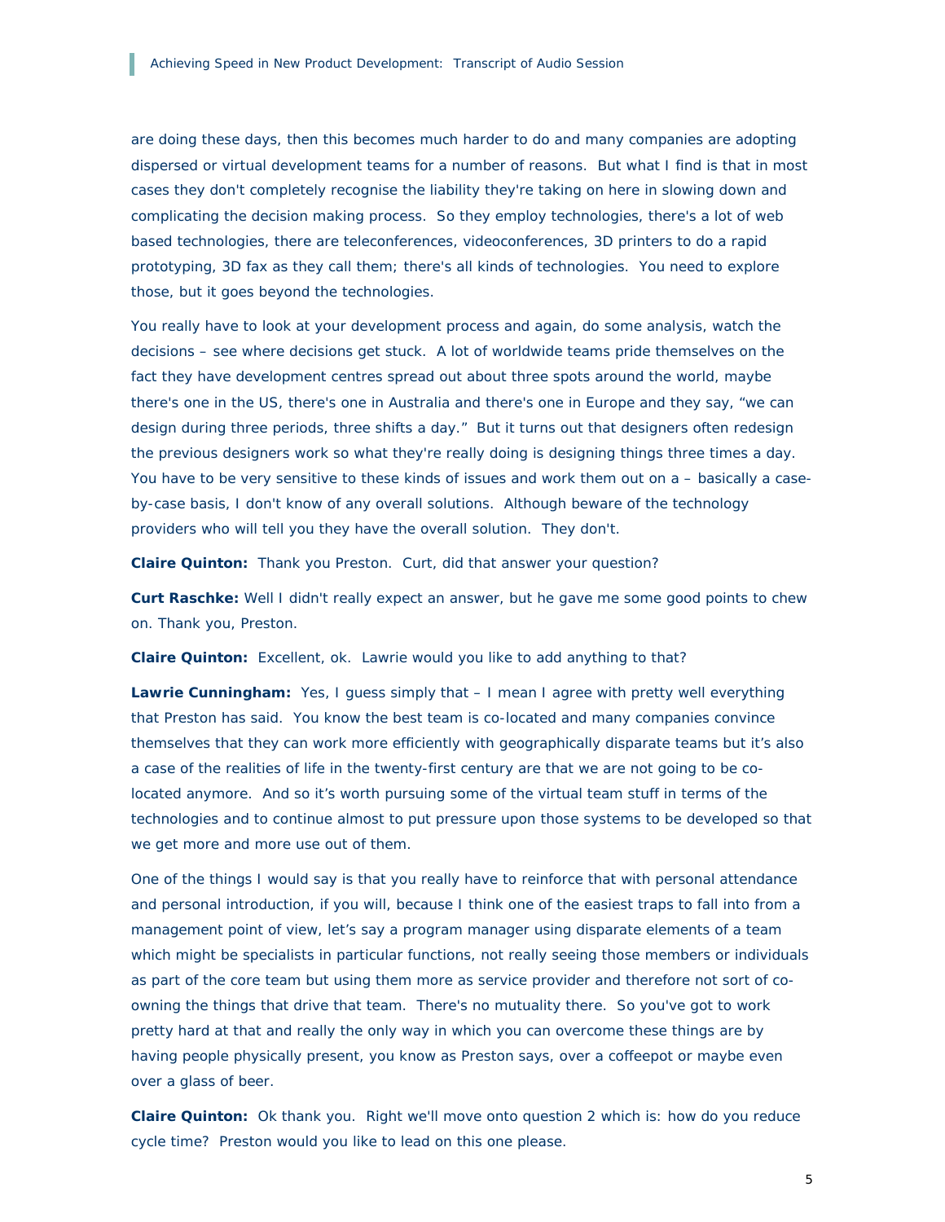are doing these days, then this becomes much harder to do and many companies are adopting dispersed or virtual development teams for a number of reasons. But what I find is that in most cases they don't completely recognise the liability they're taking on here in slowing down and complicating the decision making process. So they employ technologies, there's a lot of web based technologies, there are teleconferences, videoconferences, 3D printers to do a rapid prototyping, 3D fax as they call them; there's all kinds of technologies. You need to explore those, but it goes beyond the technologies.

You really have to look at your development process and again, do some analysis, watch the decisions – see where decisions get stuck. A lot of worldwide teams pride themselves on the fact they have development centres spread out about three spots around the world, maybe there's one in the US, there's one in Australia and there's one in Europe and they say, "we can design during three periods, three shifts a day." But it turns out that designers often redesign the previous designers work so what they're really doing is designing things three times a day. You have to be very sensitive to these kinds of issues and work them out on a – basically a case-by-case basis, I don't know of any overall solutions. Although beware of the technology providers who will tell you they have the overall solution. They don't.

**Claire Quinton:** Thank you Preston. Curt, did that answer your question?

**Curt Raschke:** Well I didn't really expect an answer, but he gave me some good points to chew on. Thank you, Preston.

**Claire Quinton:** Excellent, ok. Lawrie would you like to add anything to that?

**Lawrie Cunningham:** Yes, I guess simply that – I mean I agree with pretty well everything that Preston has said. You know the best team is co-located and many companies convince themselves that they can work more efficiently with geographically disparate teams but it's also a case of the realities of life in the twenty-first century are that we are not going to be co-located anymore. And so it's worth pursuing some of the virtual team stuff in terms of the technologies and to continue almost to put pressure upon those systems to be developed so that we get more and more use out of them.

One of the things I would say is that you really have to reinforce that with personal attendance and personal introduction, if you will, because I think one of the easiest traps to fall into from a management point of view, let's say a program manager using disparate elements of a team which might be specialists in particular functions, not really seeing those members or individuals as part of the core team but using them more as service provider and therefore not sort of co-owning the things that drive that team. There's no mutuality there. So you've got to work pretty hard at that and really the only way in which you can overcome these things are by having people physically present, you know as Preston says, over a coffeepot or maybe even over a glass of beer.

**Claire Quinton:** Ok thank you. Right we'll move onto question 2 which is: how do you reduce cycle time? Preston would you like to lead on this one please.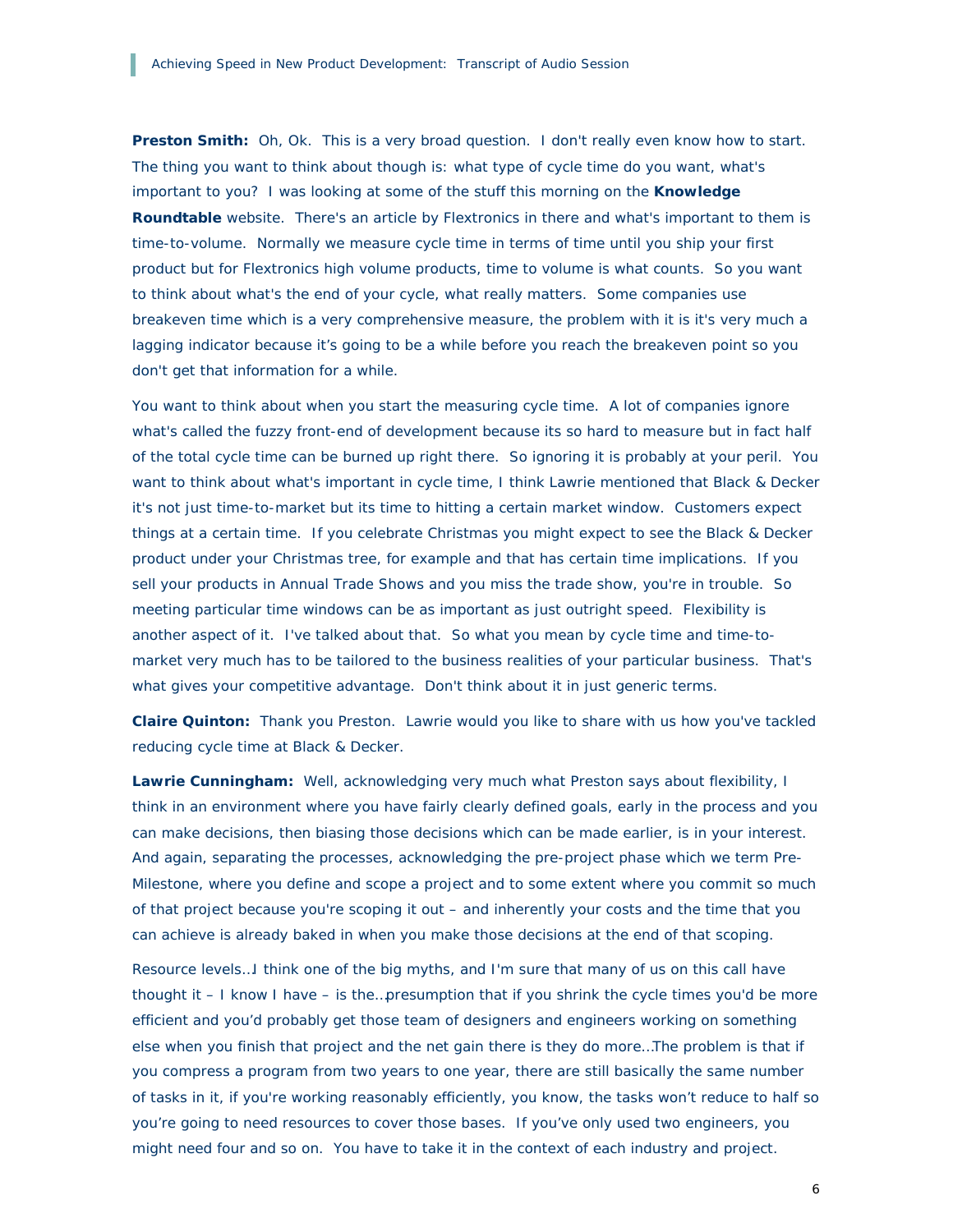**Preston Smith:** Oh, Ok. This is a very broad question. I don't really even know how to start. The thing you want to think about though is: what type of cycle time do you want, what's important to you? I was looking at some of the stuff this morning on the **Knowledge Roundtable** website. There's an article by Flextronics in there and what's important to them is time-to-volume. Normally we measure cycle time in terms of time until you ship your first product but for Flextronics high volume products, time to volume is what counts. So you want to think about what's the end of your cycle, what really matters. Some companies use breakeven time which is a very comprehensive measure, the problem with it is it's very much a lagging indicator because it's going to be a while before you reach the breakeven point so you don't get that information for a while.

You want to think about when you start the measuring cycle time. A lot of companies ignore what's called the fuzzy front-end of development because its so hard to measure but in fact half of the total cycle time can be burned up right there. So ignoring it is probably at your peril. You want to think about what's important in cycle time, I think Lawrie mentioned that Black & Decker it's not just time-to-market but its time to hitting a certain market window. Customers expect things at a certain time. If you celebrate Christmas you might expect to see the Black & Decker product under your Christmas tree, for example and that has certain time implications. If you sell your products in Annual Trade Shows and you miss the trade show, you're in trouble. So meeting particular time windows can be as important as just outright speed. Flexibility is another aspect of it. I've talked about that. So what you mean by cycle time and time-to-market very much has to be tailored to the business realities of your particular business. That's what gives your competitive advantage. Don't think about it in just generic terms.

**Claire Quinton:** Thank you Preston. Lawrie would you like to share with us how you've tackled reducing cycle time at Black & Decker.

**Lawrie Cunningham:** Well, acknowledging very much what Preston says about flexibility, I think in an environment where you have fairly clearly defined goals, early in the process and you can make decisions, then biasing those decisions which can be made earlier, is in your interest. And again, separating the processes, acknowledging the pre-project phase which we term Pre-Milestone, where you define and scope a project and to some extent where you commit so much of that project because you're scoping it out – and inherently your costs and the time that you can achieve is already baked in when you make those decisions at the end of that scoping.

Resource levels…I think one of the big myths, and I'm sure that many of us on this call have thought it – I know I have – is the…presumption that if you shrink the cycle times you'd be more efficient and you'd probably get those team of designers and engineers working on something else when you finish that project and the net gain there is they do more…The problem is that if you compress a program from two years to one year, there are still basically the same number of tasks in it, if you're working reasonably efficiently, you know, the tasks won't reduce to half so you're going to need resources to cover those bases. If you've only used two engineers, you might need four and so on. You have to take it in the context of each industry and project.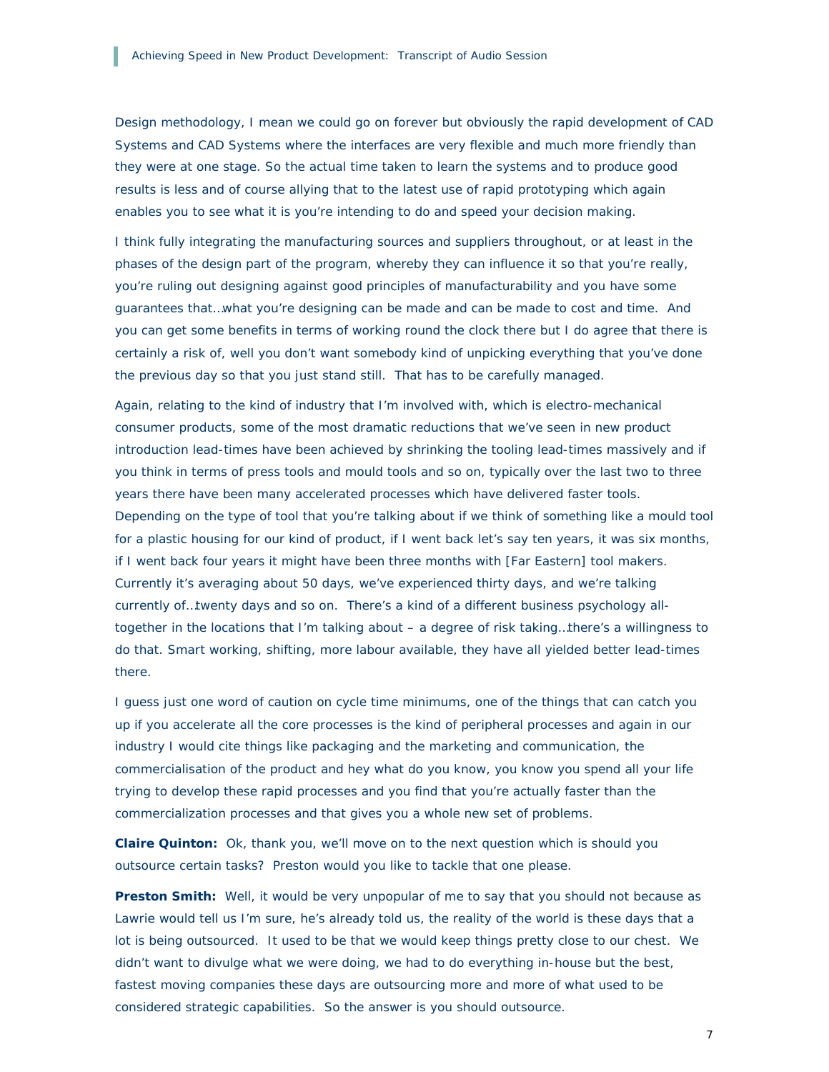Design methodology, I mean we could go on forever but obviously the rapid development of CAD Systems and CAD Systems where the interfaces are very flexible and much more friendly than they were at one stage. So the actual time taken to learn the systems and to produce good results is less and of course allying that to the latest use of rapid prototyping which again enables you to see what it is you're intending to do and speed your decision making.

I think fully integrating the manufacturing sources and suppliers throughout, or at least in the phases of the design part of the program, whereby they can influence it so that you're really, you're ruling out designing against good principles of manufacturability and you have some guarantees that…what you're designing can be made and can be made to cost and time. And you can get some benefits in terms of working round the clock there but I do agree that there is certainly a risk of, well you don't want somebody kind of unpicking everything that you've done the previous day so that you just stand still. That has to be carefully managed.

Again, relating to the kind of industry that I'm involved with, which is electro-mechanical consumer products, some of the most dramatic reductions that we've seen in new product introduction lead-times have been achieved by shrinking the tooling lead-times massively and if you think in terms of press tools and mould tools and so on, typically over the last two to three years there have been many accelerated processes which have delivered faster tools. Depending on the type of tool that you're talking about if we think of something like a mould tool for a plastic housing for our kind of product, if I went back let's say ten years, it was six months, if I went back four years it might have been three months with [Far Eastern] tool makers. Currently it's averaging about 50 days, we've experienced thirty days, and we're talking currently of…twenty days and so on. There's a kind of a different business psychology all-together in the locations that I'm talking about – a degree of risk taking…there's a willingness to do that. Smart working, shifting, more labour available, they have all yielded better lead-times there.

I guess just one word of caution on cycle time minimums, one of the things that can catch you up if you accelerate all the core processes is the kind of peripheral processes and again in our industry I would cite things like packaging and the marketing and communication, the commercialisation of the product and hey what do you know, you know you spend all your life trying to develop these rapid processes and you find that you're actually faster than the commercialization processes and that gives you a whole new set of problems.

**Claire Quinton:** Ok, thank you, we'll move on to the next question which is should you outsource certain tasks? Preston would you like to tackle that one please.

**Preston Smith:** Well, it would be very unpopular of me to say that you should not because as Lawrie would tell us I'm sure, he's already told us, the reality of the world is these days that a lot is being outsourced. It used to be that we would keep things pretty close to our chest. We didn't want to divulge what we were doing, we had to do everything in-house but the best, fastest moving companies these days are outsourcing more and more of what used to be considered strategic capabilities. So the answer is you should outsource.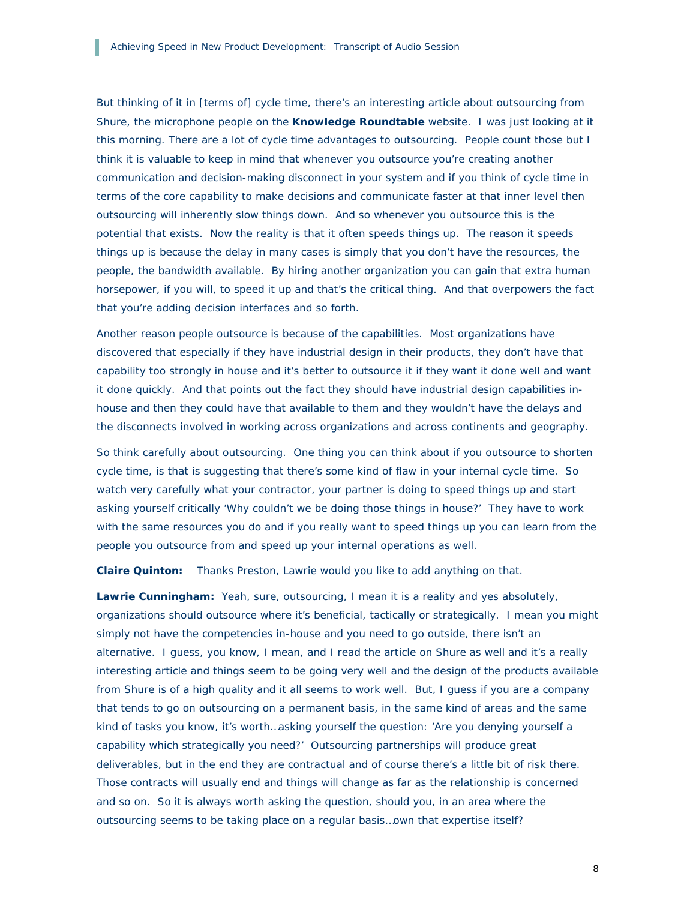But thinking of it in [terms of] cycle time, there's an interesting article about outsourcing from Shure, the microphone people on the **Knowledge Roundtable** website. I was just looking at it this morning. There are a lot of cycle time advantages to outsourcing. People count those but I think it is valuable to keep in mind that whenever you outsource you're creating another communication and decision-making disconnect in your system and if you think of cycle time in terms of the core capability to make decisions and communicate faster at that inner level then outsourcing will inherently slow things down. And so whenever you outsource this is the potential that exists. Now the reality is that it often speeds things up. The reason it speeds things up is because the delay in many cases is simply that you don't have the resources, the people, the bandwidth available. By hiring another organization you can gain that extra human horsepower, if you will, to speed it up and that's the critical thing. And that overpowers the fact that you're adding decision interfaces and so forth.

Another reason people outsource is because of the capabilities. Most organizations have discovered that especially if they have industrial design in their products, they don't have that capability too strongly in house and it's better to outsource it if they want it done well and want it done quickly. And that points out the fact they should have industrial design capabilities in-house and then they could have that available to them and they wouldn't have the delays and the disconnects involved in working across organizations and across continents and geography.

So think carefully about outsourcing. One thing you can think about if you outsource to shorten cycle time, is that is suggesting that there's some kind of flaw in your internal cycle time. So watch very carefully what your contractor, your partner is doing to speed things up and start asking yourself critically 'Why couldn't we be doing those things in house?' They have to work with the same resources you do and if you really want to speed things up you can learn from the people you outsource from and speed up your internal operations as well.

**Claire Quinton:** Thanks Preston, Lawrie would you like to add anything on that.

**Lawrie Cunningham:** Yeah, sure, outsourcing, I mean it is a reality and yes absolutely, organizations should outsource where it's beneficial, tactically or strategically. I mean you might simply not have the competencies in-house and you need to go outside, there isn't an alternative. I guess, you know, I mean, and I read the article on Shure as well and it's a really interesting article and things seem to be going very well and the design of the products available from Shure is of a high quality and it all seems to work well. But, I guess if you are a company that tends to go on outsourcing on a permanent basis, in the same kind of areas and the same kind of tasks you know, it's worth…asking yourself the question: 'Are you denying yourself a capability which strategically you need?' Outsourcing partnerships will produce great deliverables, but in the end they are contractual and of course there's a little bit of risk there. Those contracts will usually end and things will change as far as the relationship is concerned and so on. So it is always worth asking the question, should you, in an area where the outsourcing seems to be taking place on a regular basis…own that expertise itself?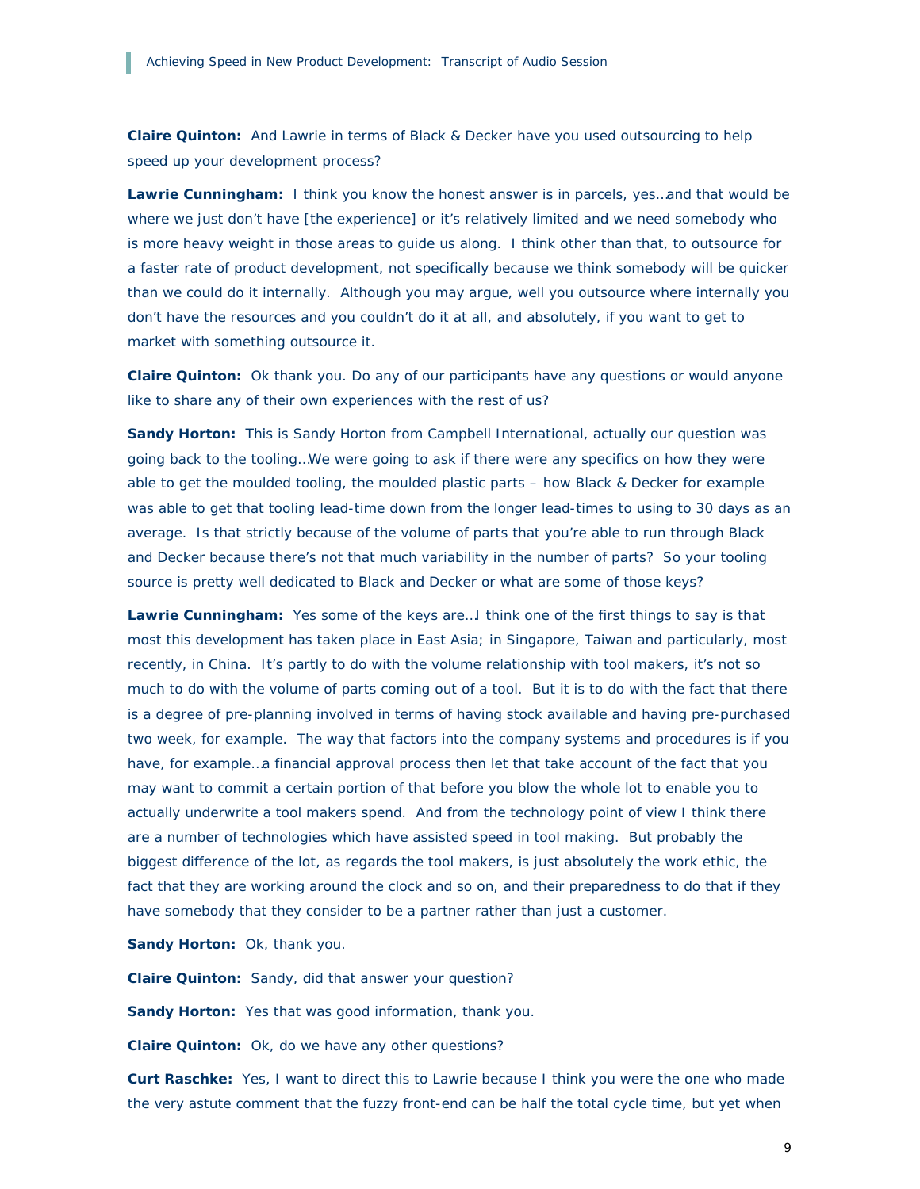**Claire Quinton:** And Lawrie in terms of Black & Decker have you used outsourcing to help speed up your development process?

**Lawrie Cunningham:** I think you know the honest answer is in parcels, yes…and that would be where we just don't have [the experience] or it's relatively limited and we need somebody who is more heavy weight in those areas to guide us along. I think other than that, to outsource for a faster rate of product development, not specifically because we think somebody will be quicker than we could do it internally. Although you may argue, well you outsource where internally you don't have the resources and you couldn't do it at all, and absolutely, if you want to get to market with something outsource it.

**Claire Quinton:** Ok thank you. Do any of our participants have any questions or would anyone like to share any of their own experiences with the rest of us?

**Sandy Horton:** This is Sandy Horton from Campbell International, actually our question was going back to the tooling…We were going to ask if there were any specifics on how they were able to get the moulded tooling, the moulded plastic parts – how Black & Decker for example was able to get that tooling lead-time down from the longer lead-times to using to 30 days as an average. Is that strictly because of the volume of parts that you're able to run through Black and Decker because there's not that much variability in the number of parts? So your tooling source is pretty well dedicated to Black and Decker or what are some of those keys?

**Lawrie Cunningham:** Yes some of the keys are…I think one of the first things to say is that most this development has taken place in East Asia; in Singapore, Taiwan and particularly, most recently, in China. It's partly to do with the volume relationship with tool makers, it's not so much to do with the volume of parts coming out of a tool. But it is to do with the fact that there is a degree of pre-planning involved in terms of having stock available and having pre-purchased two week, for example. The way that factors into the company systems and procedures is if you have, for example…a financial approval process then let that take account of the fact that you may want to commit a certain portion of that before you blow the whole lot to enable you to actually underwrite a tool makers spend. And from the technology point of view I think there are a number of technologies which have assisted speed in tool making. But probably the biggest difference of the lot, as regards the tool makers, is just absolutely the work ethic, the fact that they are working around the clock and so on, and their preparedness to do that if they have somebody that they consider to be a partner rather than just a customer.

**Sandy Horton:** Ok, thank you.

**Claire Quinton:** Sandy, did that answer your question?

**Sandy Horton:** Yes that was good information, thank you.

**Claire Quinton:** Ok, do we have any other questions?

**Curt Raschke:** Yes, I want to direct this to Lawrie because I think you were the one who made the very astute comment that the fuzzy front-end can be half the total cycle time, but yet when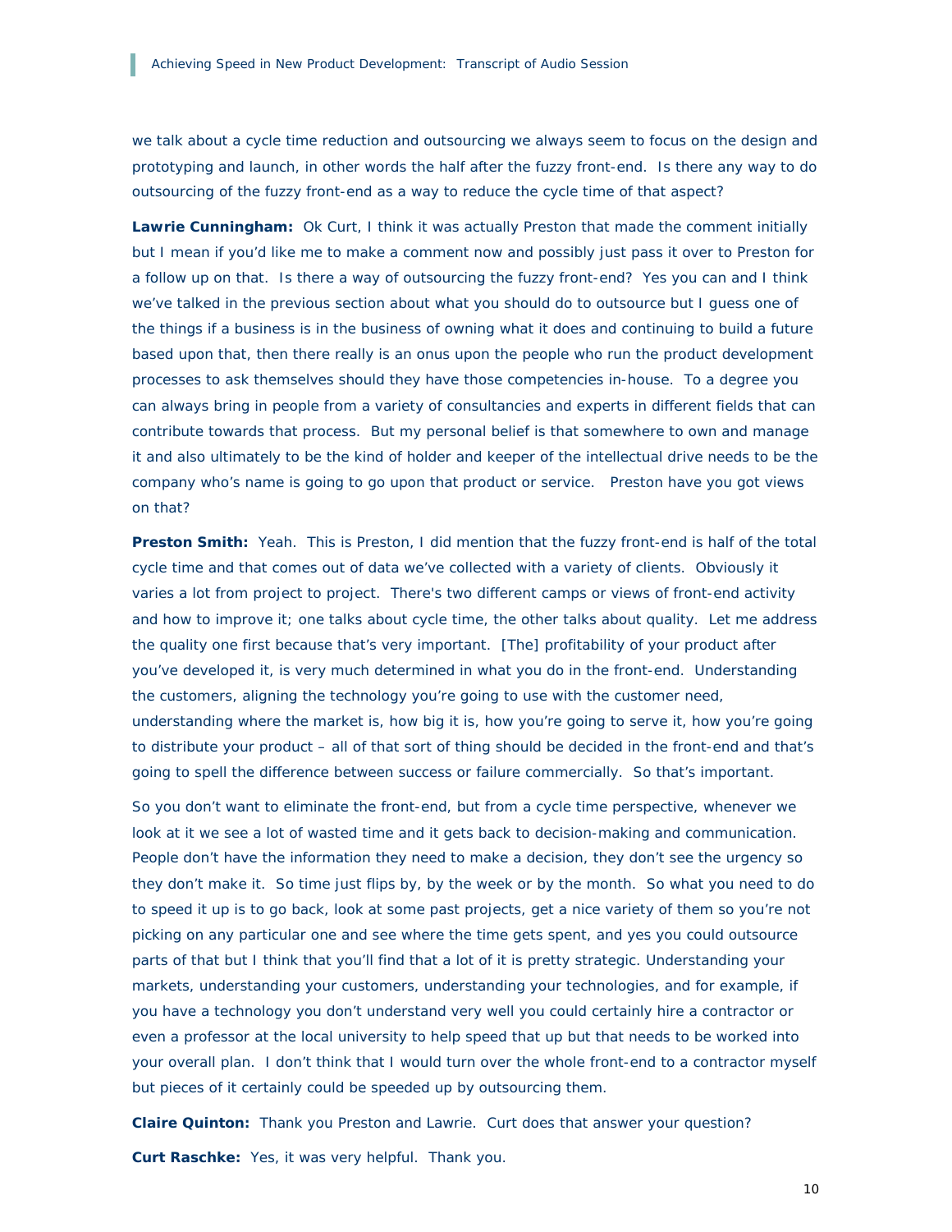we talk about a cycle time reduction and outsourcing we always seem to focus on the design and prototyping and launch, in other words the half after the fuzzy front-end. Is there any way to do outsourcing of the fuzzy front-end as a way to reduce the cycle time of that aspect?

**Lawrie Cunningham:** Ok Curt, I think it was actually Preston that made the comment initially but I mean if you'd like me to make a comment now and possibly just pass it over to Preston for a follow up on that. Is there a way of outsourcing the fuzzy front-end? Yes you can and I think we've talked in the previous section about what you should do to outsource but I guess one of the things if a business is in the business of owning what it does and continuing to build a future based upon that, then there really is an onus upon the people who run the product development processes to ask themselves should they have those competencies in-house. To a degree you can always bring in people from a variety of consultancies and experts in different fields that can contribute towards that process. But my personal belief is that somewhere to own and manage it and also ultimately to be the kind of holder and keeper of the intellectual drive needs to be the company who's name is going to go upon that product or service. Preston have you got views on that?

**Preston Smith:** Yeah. This is Preston, I did mention that the fuzzy front-end is half of the total cycle time and that comes out of data we've collected with a variety of clients. Obviously it varies a lot from project to project. There's two different camps or views of front-end activity and how to improve it; one talks about cycle time, the other talks about quality. Let me address the quality one first because that's very important. [The] profitability of your product after you've developed it, is very much determined in what you do in the front-end. Understanding the customers, aligning the technology you're going to use with the customer need, understanding where the market is, how big it is, how you're going to serve it, how you're going to distribute your product – all of that sort of thing should be decided in the front-end and that's going to spell the difference between success or failure commercially. So that's important.

So you don't want to eliminate the front-end, but from a cycle time perspective, whenever we look at it we see a lot of wasted time and it gets back to decision-making and communication. People don't have the information they need to make a decision, they don't see the urgency so they don't make it. So time just flips by, by the week or by the month. So what you need to do to speed it up is to go back, look at some past projects, get a nice variety of them so you're not picking on any particular one and see where the time gets spent, and yes you could outsource parts of that but I think that you'll find that a lot of it is pretty strategic. Understanding your markets, understanding your customers, understanding your technologies, and for example, if you have a technology you don't understand very well you could certainly hire a contractor or even a professor at the local university to help speed that up but that needs to be worked into your overall plan. I don't think that I would turn over the whole front-end to a contractor myself but pieces of it certainly could be speeded up by outsourcing them.

**Claire Quinton:** Thank you Preston and Lawrie. Curt does that answer your question?

**Curt Raschke:** Yes, it was very helpful. Thank you.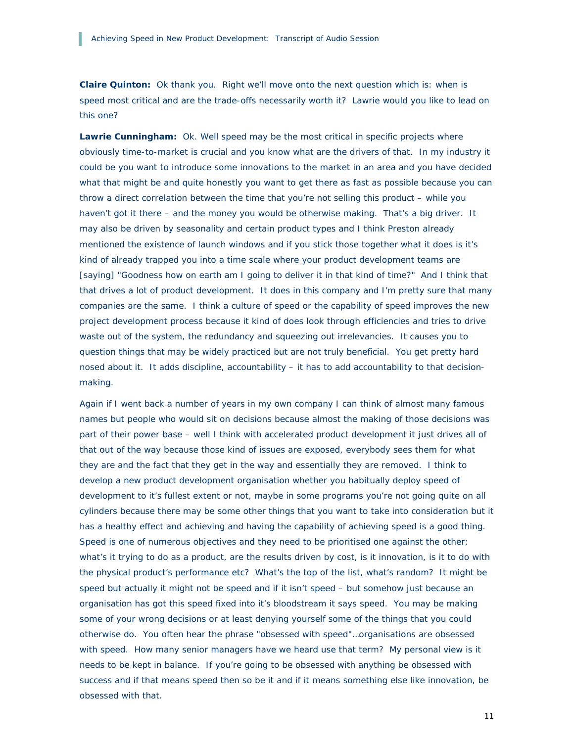**Claire Quinton:** Ok thank you. Right we'll move onto the next question which is: when is speed most critical and are the trade-offs necessarily worth it? Lawrie would you like to lead on this one?

**Lawrie Cunningham:** Ok. Well speed may be the most critical in specific projects where obviously time-to-market is crucial and you know what are the drivers of that. In my industry it could be you want to introduce some innovations to the market in an area and you have decided what that might be and quite honestly you want to get there as fast as possible because you can throw a direct correlation between the time that you're not selling this product – while you haven't got it there – and the money you would be otherwise making. That's a big driver. It may also be driven by seasonality and certain product types and I think Preston already mentioned the existence of launch windows and if you stick those together what it does is it's kind of already trapped you into a time scale where your product development teams are [saying] "Goodness how on earth am I going to deliver it in that kind of time?" And I think that that drives a lot of product development. It does in this company and I'm pretty sure that many companies are the same. I think a culture of speed or the capability of speed improves the new project development process because it kind of does look through efficiencies and tries to drive waste out of the system, the redundancy and squeezing out irrelevancies. It causes you to question things that may be widely practiced but are not truly beneficial. You get pretty hard nosed about it. It adds discipline, accountability – it has to add accountability to that decision-making.

Again if I went back a number of years in my own company I can think of almost many famous names but people who would sit on decisions because almost the making of those decisions was part of their power base – well I think with accelerated product development it just drives all of that out of the way because those kind of issues are exposed, everybody sees them for what they are and the fact that they get in the way and essentially they are removed. I think to develop a new product development organisation whether you habitually deploy speed of development to it's fullest extent or not, maybe in some programs you're not going quite on all cylinders because there may be some other things that you want to take into consideration but it has a healthy effect and achieving and having the capability of achieving speed is a good thing. Speed is one of numerous objectives and they need to be prioritised one against the other; what's it trying to do as a product, are the results driven by cost, is it innovation, is it to do with the physical product's performance etc? What's the top of the list, what's random? It might be speed but actually it might not be speed and if it isn't speed – but somehow just because an organisation has got this speed fixed into it's bloodstream it says speed. You may be making some of your wrong decisions or at least denying yourself some of the things that you could otherwise do. You often hear the phrase "obsessed with speed"…organisations are obsessed with speed. How many senior managers have we heard use that term? My personal view is it needs to be kept in balance. If you're going to be obsessed with anything be obsessed with success and if that means speed then so be it and if it means something else like innovation, be obsessed with that.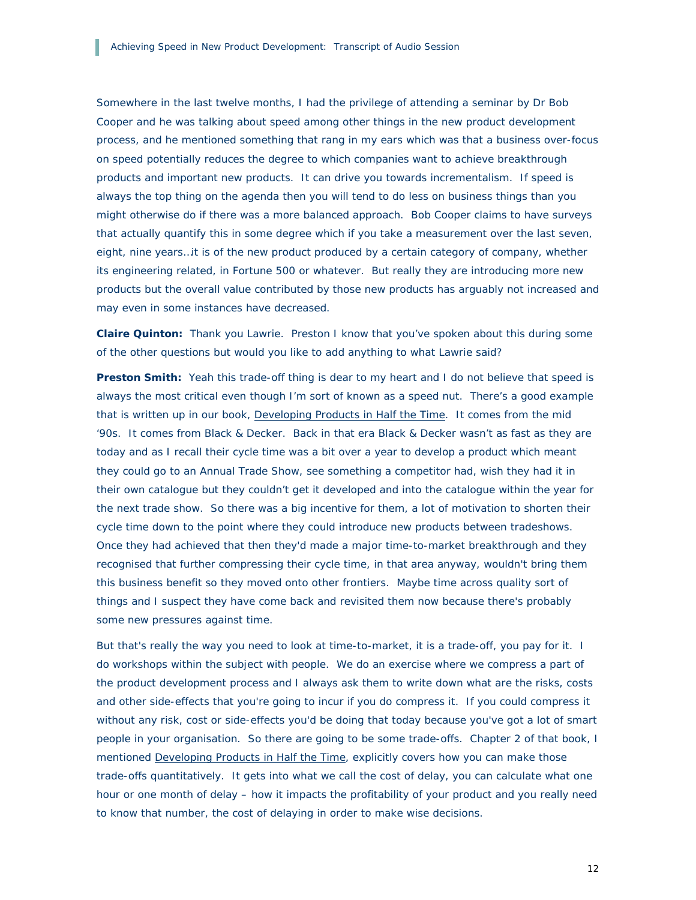Somewhere in the last twelve months, I had the privilege of attending a seminar by Dr Bob Cooper and he was talking about speed among other things in the new product development process, and he mentioned something that rang in my ears which was that a business over-focus on speed potentially reduces the degree to which companies want to achieve breakthrough products and important new products. It can drive you towards incrementalism. If speed is always the top thing on the agenda then you will tend to do less on business things than you might otherwise do if there was a more balanced approach. Bob Cooper claims to have surveys that actually quantify this in some degree which if you take a measurement over the last seven, eight, nine years…it is of the new product produced by a certain category of company, whether its engineering related, in Fortune 500 or whatever. But really they are introducing more new products but the overall value contributed by those new products has arguably not increased and may even in some instances have decreased.

**Claire Quinton:** Thank you Lawrie. Preston I know that you've spoken about this during some of the other questions but would you like to add anything to what Lawrie said?

**Preston Smith:** Yeah this trade-off thing is dear to my heart and I do not believe that speed is always the most critical even though I'm sort of known as a speed nut. There's a good example that is written up in our book, Developing Products in Half the Time. It comes from the mid '90s. It comes from Black & Decker. Back in that era Black & Decker wasn't as fast as they are today and as I recall their cycle time was a bit over a year to develop a product which meant they could go to an Annual Trade Show, see something a competitor had, wish they had it in their own catalogue but they couldn't get it developed and into the catalogue within the year for the next trade show. So there was a big incentive for them, a lot of motivation to shorten their cycle time down to the point where they could introduce new products between tradeshows. Once they had achieved that then they'd made a major time-to-market breakthrough and they recognised that further compressing their cycle time, in that area anyway, wouldn't bring them this business benefit so they moved onto other frontiers. Maybe time across quality sort of things and I suspect they have come back and revisited them now because there's probably some new pressures against time.

But that's really the way you need to look at time-to-market, it is a trade-off, you pay for it. I do workshops within the subject with people. We do an exercise where we compress a part of the product development process and I always ask them to write down what are the risks, costs and other side-effects that you're going to incur if you do compress it. If you could compress it without any risk, cost or side-effects you'd be doing that today because you've got a lot of smart people in your organisation. So there are going to be some trade-offs. Chapter 2 of that book, I mentioned Developing Products in Half the Time, explicitly covers how you can make those trade-offs quantitatively. It gets into what we call the cost of delay, you can calculate what one hour or one month of delay – how it impacts the profitability of your product and you really need to know that number, the cost of delaying in order to make wise decisions.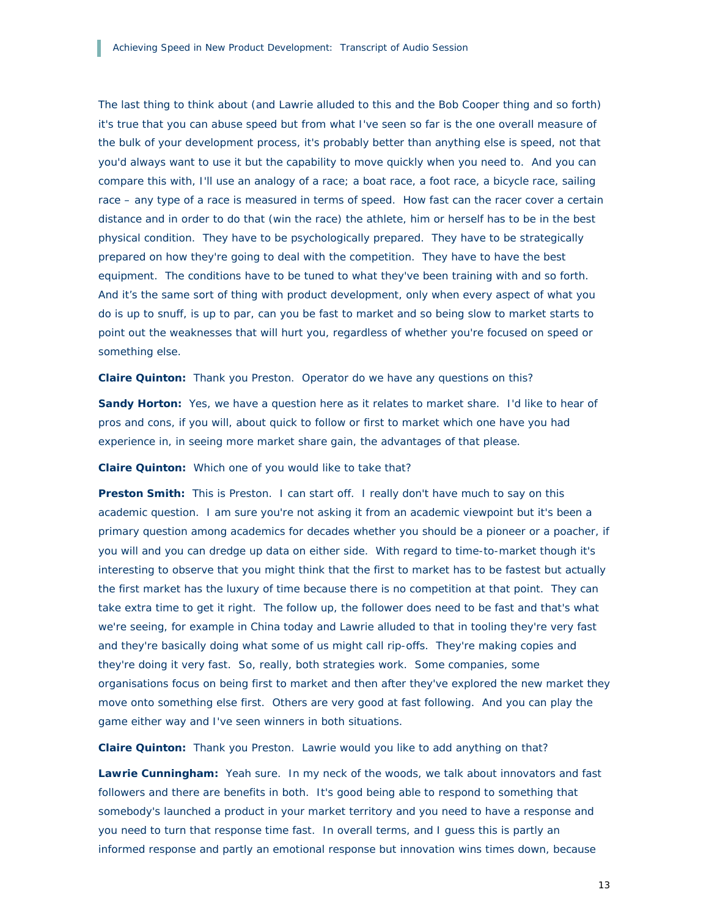The last thing to think about (and Lawrie alluded to this and the Bob Cooper thing and so forth) it's true that you can abuse speed but from what I've seen so far is the one overall measure of the bulk of your development process, it's probably better than anything else is speed, not that you'd always want to use it but the capability to move quickly when you need to. And you can compare this with, I'll use an analogy of a race; a boat race, a foot race, a bicycle race, sailing race – any type of a race is measured in terms of speed. How fast can the racer cover a certain distance and in order to do that (win the race) the athlete, him or herself has to be in the best physical condition. They have to be psychologically prepared. They have to be strategically prepared on how they're going to deal with the competition. They have to have the best equipment. The conditions have to be tuned to what they've been training with and so forth. And it's the same sort of thing with product development, only when every aspect of what you do is up to snuff, is up to par, can you be fast to market and so being slow to market starts to point out the weaknesses that will hurt you, regardless of whether you're focused on speed or something else.

**Claire Quinton:** Thank you Preston. Operator do we have any questions on this?

**Sandy Horton:** Yes, we have a question here as it relates to market share. I'd like to hear of pros and cons, if you will, about quick to follow or first to market which one have you had experience in, in seeing more market share gain, the advantages of that please.

**Claire Quinton:** Which one of you would like to take that?

**Preston Smith:** This is Preston. I can start off. I really don't have much to say on this academic question. I am sure you're not asking it from an academic viewpoint but it's been a primary question among academics for decades whether you should be a pioneer or a poacher, if you will and you can dredge up data on either side. With regard to time-to-market though it's interesting to observe that you might think that the first to market has to be fastest but actually the first market has the luxury of time because there is no competition at that point. They can take extra time to get it right. The follow up, the follower does need to be fast and that's what we're seeing, for example in China today and Lawrie alluded to that in tooling they're very fast and they're basically doing what some of us might call rip-offs. They're making copies and they're doing it very fast. So, really, both strategies work. Some companies, some organisations focus on being first to market and then after they've explored the new market they move onto something else first. Others are very good at fast following. And you can play the game either way and I've seen winners in both situations.

**Claire Quinton:** Thank you Preston. Lawrie would you like to add anything on that?

**Lawrie Cunningham:** Yeah sure. In my neck of the woods, we talk about innovators and fast followers and there are benefits in both. It's good being able to respond to something that somebody's launched a product in your market territory and you need to have a response and you need to turn that response time fast. In overall terms, and I guess this is partly an informed response and partly an emotional response but innovation wins times down, because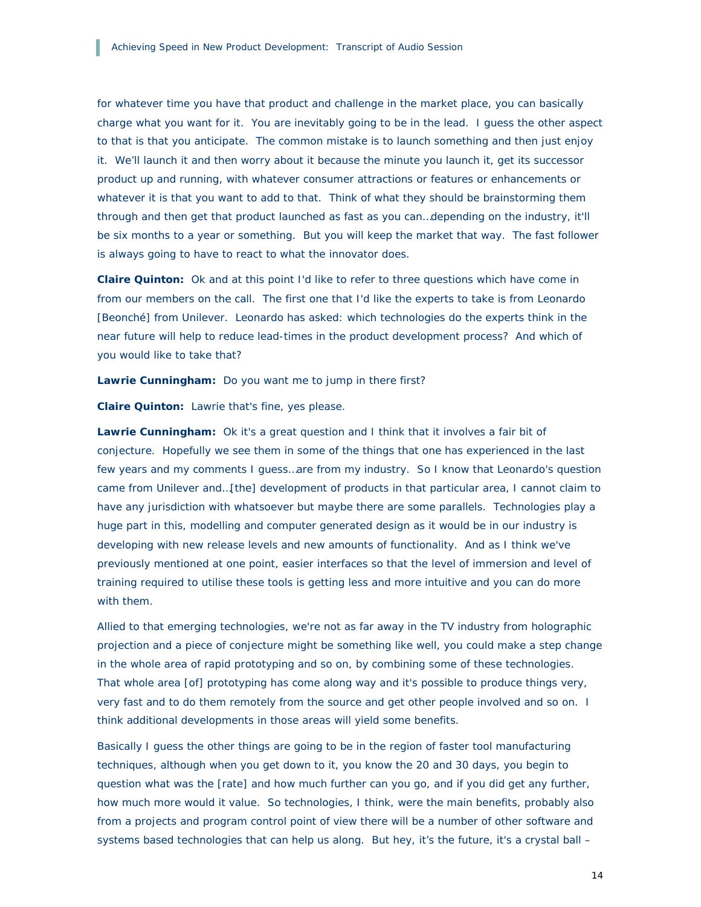for whatever time you have that product and challenge in the market place, you can basically charge what you want for it. You are inevitably going to be in the lead. I guess the other aspect to that is that you anticipate. The common mistake is to launch something and then just enjoy it. We'll launch it and then worry about it because the minute you launch it, get its successor product up and running, with whatever consumer attractions or features or enhancements or whatever it is that you want to add to that. Think of what they should be brainstorming them through and then get that product launched as fast as you can…depending on the industry, it'll be six months to a year or something. But you will keep the market that way. The fast follower is always going to have to react to what the innovator does.

**Claire Quinton:** Ok and at this point I'd like to refer to three questions which have come in from our members on the call. The first one that I'd like the experts to take is from Leonardo [Beonché] from Unilever. Leonardo has asked: which technologies do the experts think in the near future will help to reduce lead-times in the product development process? And which of you would like to take that?

**Lawrie Cunningham:** Do you want me to jump in there first?

**Claire Quinton:** Lawrie that's fine, yes please.

**Lawrie Cunningham:** Ok it's a great question and I think that it involves a fair bit of conjecture. Hopefully we see them in some of the things that one has experienced in the last few years and my comments I guess…are from my industry. So I know that Leonardo's question came from Unilever and…[the] development of products in that particular area, I cannot claim to have any jurisdiction with whatsoever but maybe there are some parallels. Technologies play a huge part in this, modelling and computer generated design as it would be in our industry is developing with new release levels and new amounts of functionality. And as I think we've previously mentioned at one point, easier interfaces so that the level of immersion and level of training required to utilise these tools is getting less and more intuitive and you can do more with them.

Allied to that emerging technologies, we're not as far away in the TV industry from holographic projection and a piece of conjecture might be something like well, you could make a step change in the whole area of rapid prototyping and so on, by combining some of these technologies. That whole area [of] prototyping has come along way and it's possible to produce things very, very fast and to do them remotely from the source and get other people involved and so on. I think additional developments in those areas will yield some benefits.

Basically I guess the other things are going to be in the region of faster tool manufacturing techniques, although when you get down to it, you know the 20 and 30 days, you begin to question what was the [rate] and how much further can you go, and if you did get any further, how much more would it value. So technologies, I think, were the main benefits, probably also from a projects and program control point of view there will be a number of other software and systems based technologies that can help us along. But hey, it's the future, it's a crystal ball –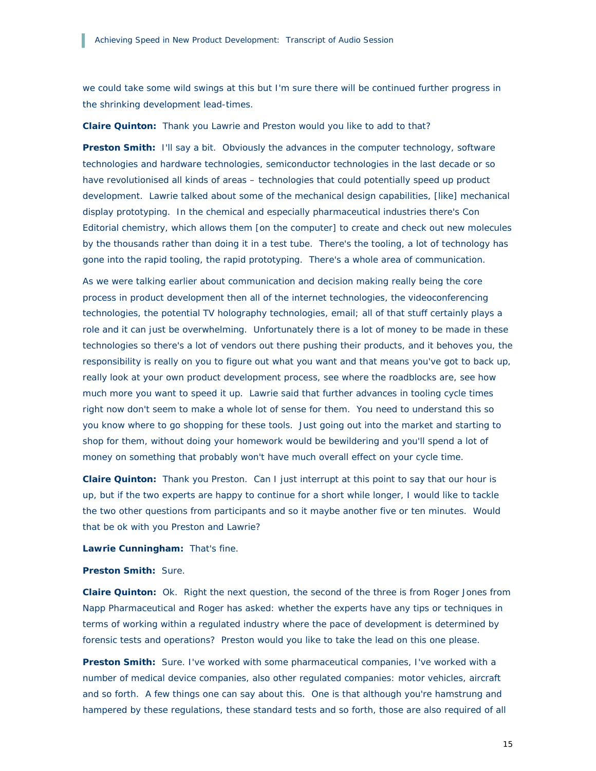we could take some wild swings at this but I'm sure there will be continued further progress in the shrinking development lead-times.

**Claire Quinton:** Thank you Lawrie and Preston would you like to add to that?

**Preston Smith:** I'll say a bit. Obviously the advances in the computer technology, software technologies and hardware technologies, semiconductor technologies in the last decade or so have revolutionised all kinds of areas – technologies that could potentially speed up product development. Lawrie talked about some of the mechanical design capabilities, [like] mechanical display prototyping. In the chemical and especially pharmaceutical industries there's Con Editorial chemistry, which allows them [on the computer] to create and check out new molecules by the thousands rather than doing it in a test tube. There's the tooling, a lot of technology has gone into the rapid tooling, the rapid prototyping. There's a whole area of communication.

As we were talking earlier about communication and decision making really being the core process in product development then all of the internet technologies, the videoconferencing technologies, the potential TV holography technologies, email; all of that stuff certainly plays a role and it can just be overwhelming. Unfortunately there is a lot of money to be made in these technologies so there's a lot of vendors out there pushing their products, and it behoves you, the responsibility is really on you to figure out what you want and that means you've got to back up, really look at your own product development process, see where the roadblocks are, see how much more you want to speed it up. Lawrie said that further advances in tooling cycle times right now don't seem to make a whole lot of sense for them. You need to understand this so you know where to go shopping for these tools. Just going out into the market and starting to shop for them, without doing your homework would be bewildering and you'll spend a lot of money on something that probably won't have much overall effect on your cycle time.

**Claire Quinton:** Thank you Preston. Can I just interrupt at this point to say that our hour is up, but if the two experts are happy to continue for a short while longer, I would like to tackle the two other questions from participants and so it maybe another five or ten minutes. Would that be ok with you Preston and Lawrie?

**Lawrie Cunningham:** That's fine.

**Preston Smith:** Sure.

**Claire Quinton:** Ok. Right the next question, the second of the three is from Roger Jones from Napp Pharmaceutical and Roger has asked: whether the experts have any tips or techniques in terms of working within a regulated industry where the pace of development is determined by forensic tests and operations? Preston would you like to take the lead on this one please.

**Preston Smith:** Sure. I've worked with some pharmaceutical companies, I've worked with a number of medical device companies, also other regulated companies: motor vehicles, aircraft and so forth. A few things one can say about this. One is that although you're hamstrung and hampered by these regulations, these standard tests and so forth, those are also required of all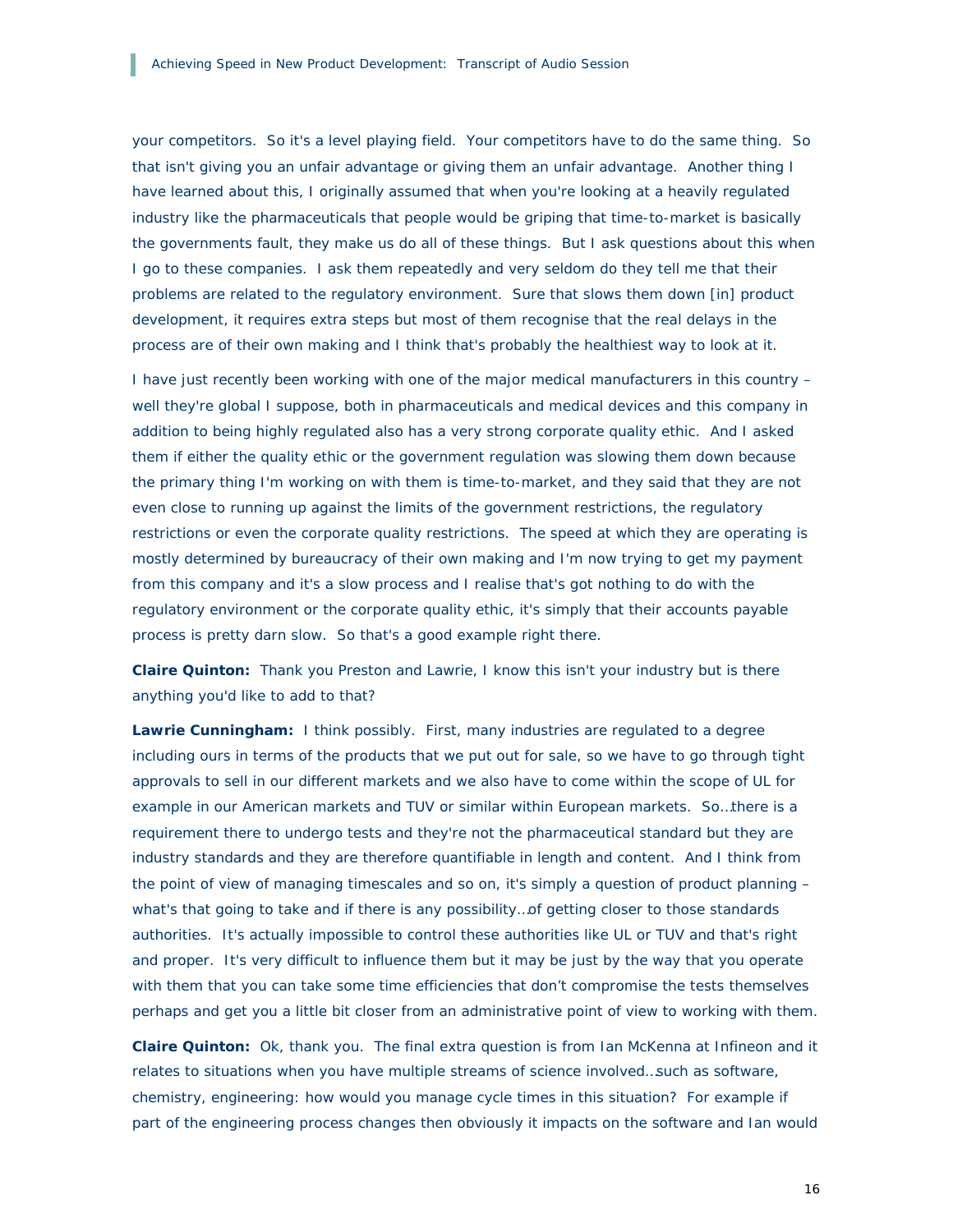your competitors. So it's a level playing field. Your competitors have to do the same thing. So that isn't giving you an unfair advantage or giving them an unfair advantage. Another thing I have learned about this, I originally assumed that when you're looking at a heavily regulated industry like the pharmaceuticals that people would be griping that time-to-market is basically the governments fault, they make us do all of these things. But I ask questions about this when I go to these companies. I ask them repeatedly and very seldom do they tell me that their problems are related to the regulatory environment. Sure that slows them down [in] product development, it requires extra steps but most of them recognise that the real delays in the process are of their own making and I think that's probably the healthiest way to look at it.

I have just recently been working with one of the major medical manufacturers in this country – well they're global I suppose, both in pharmaceuticals and medical devices and this company in addition to being highly regulated also has a very strong corporate quality ethic. And I asked them if either the quality ethic or the government regulation was slowing them down because the primary thing I'm working on with them is time-to-market, and they said that they are not even close to running up against the limits of the government restrictions, the regulatory restrictions or even the corporate quality restrictions. The speed at which they are operating is mostly determined by bureaucracy of their own making and I'm now trying to get my payment from this company and it's a slow process and I realise that's got nothing to do with the regulatory environment or the corporate quality ethic, it's simply that their accounts payable process is pretty darn slow. So that's a good example right there.

**Claire Quinton:** Thank you Preston and Lawrie, I know this isn't your industry but is there anything you'd like to add to that?

**Lawrie Cunningham:** I think possibly. First, many industries are regulated to a degree including ours in terms of the products that we put out for sale, so we have to go through tight approvals to sell in our different markets and we also have to come within the scope of UL for example in our American markets and TUV or similar within European markets. So…there is a requirement there to undergo tests and they're not the pharmaceutical standard but they are industry standards and they are therefore quantifiable in length and content. And I think from the point of view of managing timescales and so on, it's simply a question of product planning – what's that going to take and if there is any possibility…of getting closer to those standards authorities. It's actually impossible to control these authorities like UL or TUV and that's right and proper. It's very difficult to influence them but it may be just by the way that you operate with them that you can take some time efficiencies that don't compromise the tests themselves perhaps and get you a little bit closer from an administrative point of view to working with them.

**Claire Quinton:** Ok, thank you. The final extra question is from Ian McKenna at Infineon and it relates to situations when you have multiple streams of science involved…such as software, chemistry, engineering: how would you manage cycle times in this situation? For example if part of the engineering process changes then obviously it impacts on the software and Ian would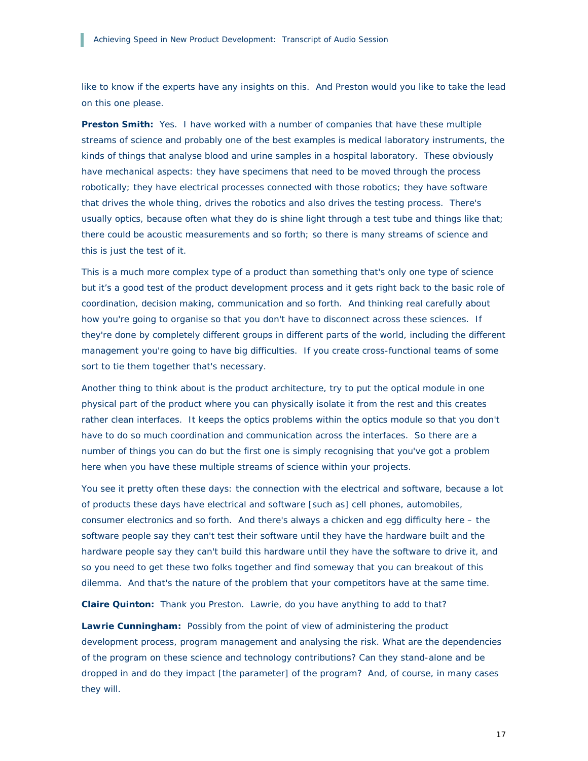like to know if the experts have any insights on this. And Preston would you like to take the lead on this one please.

**Preston Smith:** Yes. I have worked with a number of companies that have these multiple streams of science and probably one of the best examples is medical laboratory instruments, the kinds of things that analyse blood and urine samples in a hospital laboratory. These obviously have mechanical aspects: they have specimens that need to be moved through the process robotically; they have electrical processes connected with those robotics; they have software that drives the whole thing, drives the robotics and also drives the testing process. There's usually optics, because often what they do is shine light through a test tube and things like that; there could be acoustic measurements and so forth; so there is many streams of science and this is just the test of it.

This is a much more complex type of a product than something that's only one type of science but it's a good test of the product development process and it gets right back to the basic role of coordination, decision making, communication and so forth. And thinking real carefully about how you're going to organise so that you don't have to disconnect across these sciences. If they're done by completely different groups in different parts of the world, including the different management you're going to have big difficulties. If you create cross-functional teams of some sort to tie them together that's necessary.

Another thing to think about is the product architecture, try to put the optical module in one physical part of the product where you can physically isolate it from the rest and this creates rather clean interfaces. It keeps the optics problems within the optics module so that you don't have to do so much coordination and communication across the interfaces. So there are a number of things you can do but the first one is simply recognising that you've got a problem here when you have these multiple streams of science within your projects.

You see it pretty often these days: the connection with the electrical and software, because a lot of products these days have electrical and software [such as] cell phones, automobiles, consumer electronics and so forth. And there's always a chicken and egg difficulty here – the software people say they can't test their software until they have the hardware built and the hardware people say they can't build this hardware until they have the software to drive it, and so you need to get these two folks together and find someway that you can breakout of this dilemma. And that's the nature of the problem that your competitors have at the same time.

**Claire Quinton:** Thank you Preston. Lawrie, do you have anything to add to that?

**Lawrie Cunningham:** Possibly from the point of view of administering the product development process, program management and analysing the risk. What are the dependencies of the program on these science and technology contributions? Can they stand-alone and be dropped in and do they impact [the parameter] of the program? And, of course, in many cases they will.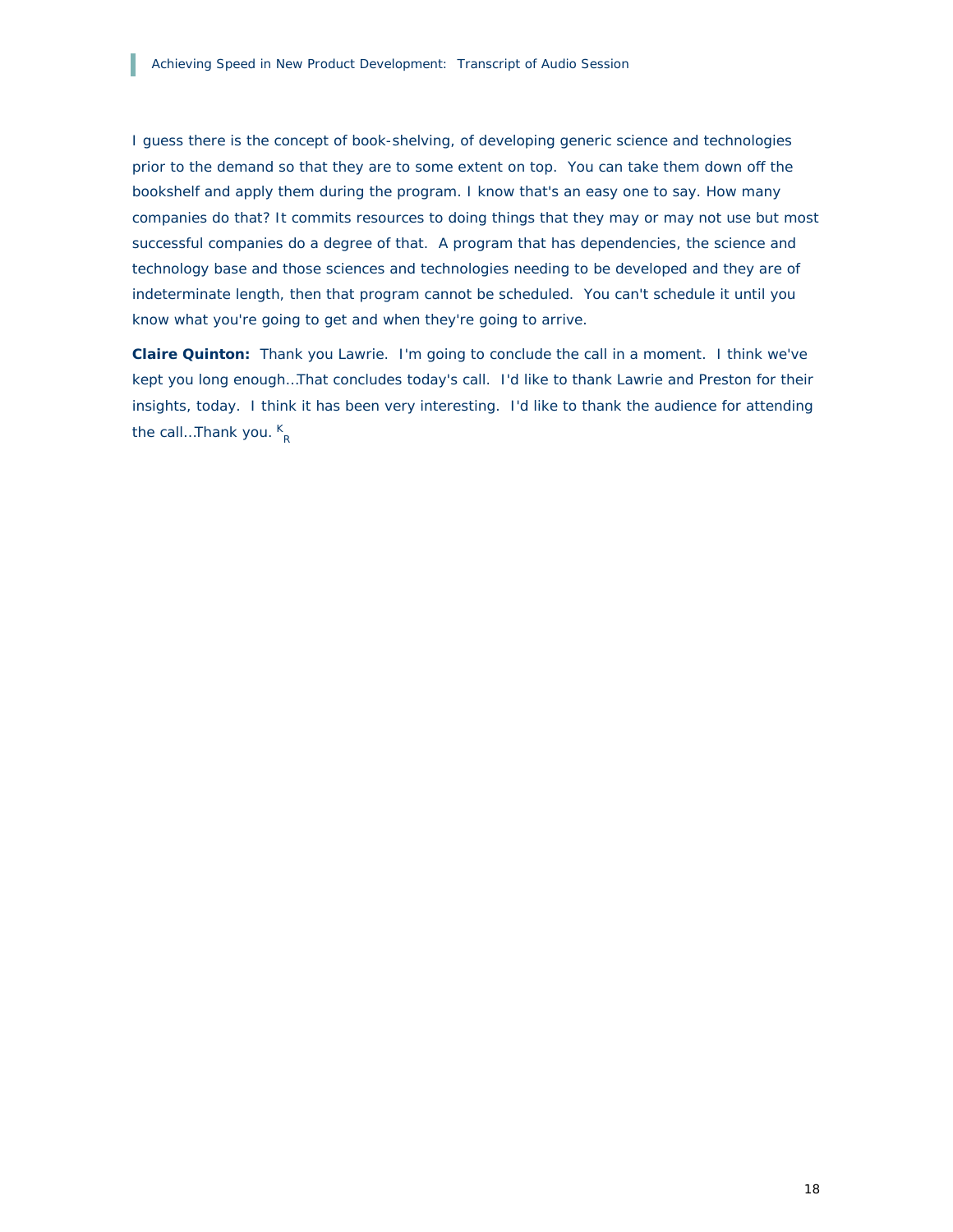I guess there is the concept of book-shelving, of developing generic science and technologies prior to the demand so that they are to some extent on top. You can take them down off the bookshelf and apply them during the program. I know that's an easy one to say. How many companies do that? It commits resources to doing things that they may or may not use but most successful companies do a degree of that. A program that has dependencies, the science and technology base and those sciences and technologies needing to be developed and they are of indeterminate length, then that program cannot be scheduled. You can't schedule it until you know what you're going to get and when they're going to arrive.

**Claire Quinton:** Thank you Lawrie. I'm going to conclude the call in a moment. I think we've kept you long enough…That concludes today's call. I'd like to thank Lawrie and Preston for their insights, today. I think it has been very interesting. I'd like to thank the audience for attending the call…Thank you. KR